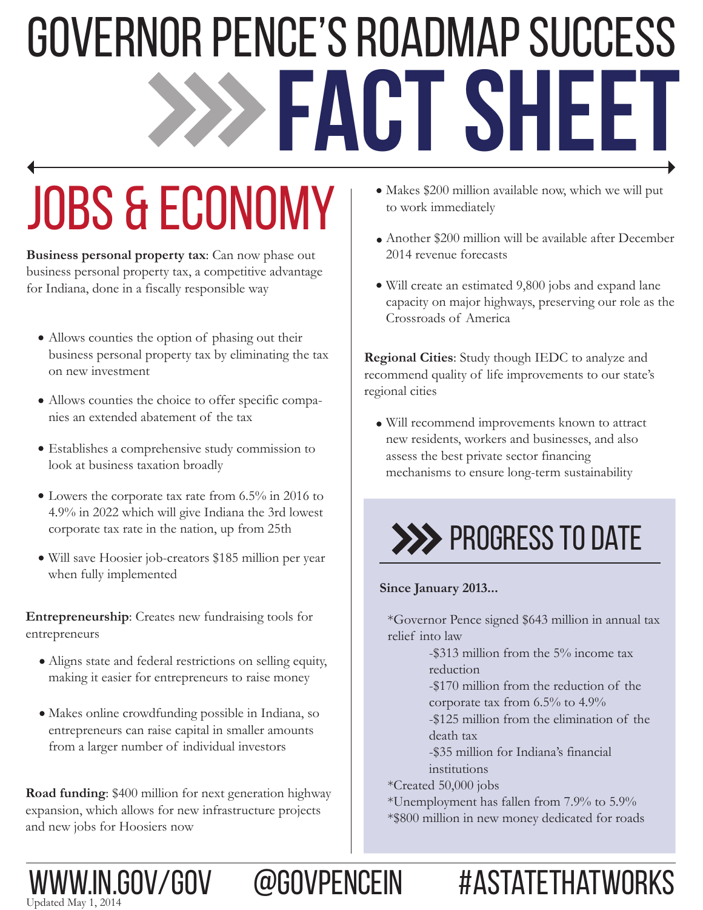# GOVERNOR PENCE'S ROADMAP SUCCESS FACT SHEET

## JOBS & ECONOMY

**Business personal property tax**: Can now phase out business personal property tax, a competitive advantage for Indiana, done in a fiscally responsible way

- Allows counties the option of phasing out their business personal property tax by eliminating the tax on new investment
- Allows counties the choice to offer specific companies an extended abatement of the tax
- Establishes a comprehensive study commission to look at business taxation broadly
- Lowers the corporate tax rate from 6.5% in 2016 to 4.9% in 2022 which will give Indiana the 3rd lowest corporate tax rate in the nation, up from 25th
- Will save Hoosier job-creators $185 million per year when fully implemented

**Entrepreneurship**: Creates new fundraising tools for entrepreneurs

- Aligns state and federal restrictions on selling equity, making it easier for entrepreneurs to raise money
- Makes online crowdfunding possible in Indiana, so entrepreneurs can raise capital in smaller amounts from a larger number of individual investors

**Road funding**: $400 million for next generation highway expansion, which allows for new infrastructure projects and new jobs for Hoosiers now

- Makes $200 million available now, which we will put to work immediately
- Another $200 million will be available after December 2014 revenue forecasts
- Will create an estimated 9,800 jobs and expand lane capacity on major highways, preserving our role as the Crossroads of America

**Regional Cities**: Study though IEDC to analyze and recommend quality of life improvements to our state's regional cities

- Will recommend improvements known to attract new residents, workers and businesses, and also assess the best private sector financing mechanisms to ensure long-term sustainability

### PROGRESS TO DATE

**Since January 2013...**

*Governor Pence signed $643 million in annual tax relief into law

-$313 million from the 5% income tax reduction

-$170 million from the reduction of the corporate tax from 6.5% to 4.9%

-$125 million from the elimination of the death tax

-$35 million for Indiana's financial institutions

*Created 50,000 jobs

*Unemployment has fallen from 7.9% to 5.9%

*$800 million in new money dedicated for roads

WWW.IN.GOV/GOV @GOVPENCEIN #ASTATETHATWORKS

Updated May 1, 2014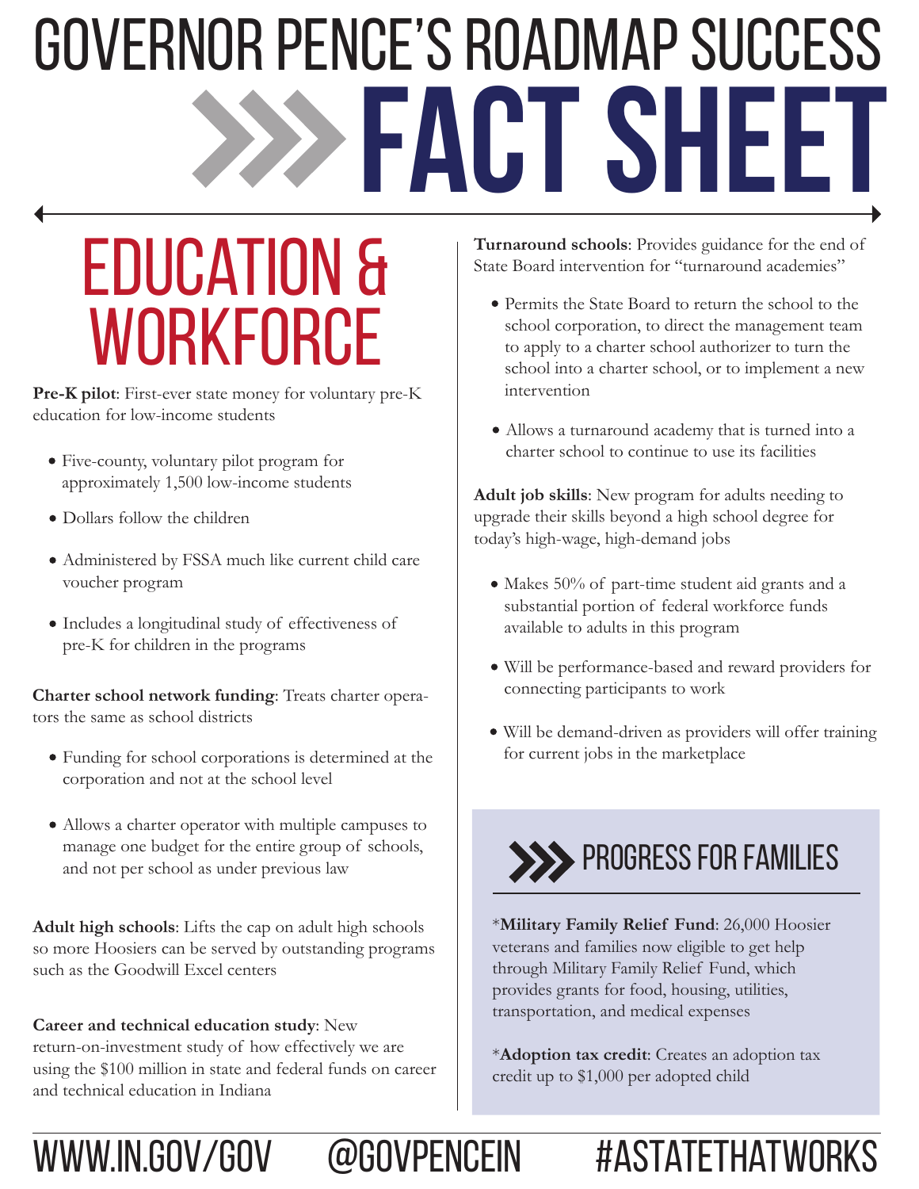# GOVERNOR PENCE'S ROADMAP SUCCESS FACT SHEET

## EDUCATION & WORKFORCE

**Pre-K pilot**: First-ever state money for voluntary pre-K education for low-income students

- Five-county, voluntary pilot program for approximately 1,500 low-income students
- Dollars follow the children
- Administered by FSSA much like current child care voucher program
- Includes a longitudinal study of effectiveness of pre-K for children in the programs

**Charter school network funding**: Treats charter operators the same as school districts

- Funding for school corporations is determined at the corporation and not at the school level
- Allows a charter operator with multiple campuses to manage one budget for the entire group of schools, and not per school as under previous law

**Adult high schools**: Lifts the cap on adult high schools so more Hoosiers can be served by outstanding programs such as the Goodwill Excel centers

**Career and technical education study**: New return-on-investment study of how effectively we are using the $100 million in state and federal funds on career and technical education in Indiana

**Turnaround schools**: Provides guidance for the end of State Board intervention for "turnaround academies"

- Permits the State Board to return the school to the school corporation, to direct the management team to apply to a charter school authorizer to turn the school into a charter school, or to implement a new intervention
- Allows a turnaround academy that is turned into a charter school to continue to use its facilities

**Adult job skills**: New program for adults needing to upgrade their skills beyond a high school degree for today's high-wage, high-demand jobs

- Makes 50% of part-time student aid grants and a substantial portion of federal workforce funds available to adults in this program
- Will be performance-based and reward providers for connecting participants to work
- Will be demand-driven as providers will offer training for current jobs in the marketplace

### PROGRESS FOR FAMILIES

*​**Military Family Relief Fund**: 26,000 Hoosier veterans and families now eligible to get help through Military Family Relief Fund, which provides grants for food, housing, utilities, transportation, and medical expenses

*​**Adoption tax credit**: Creates an adoption tax credit up to $1,000 per adopted child

WWW.IN.GOV/GOV @GOVPENCEIN #ASTATETHATWORKS